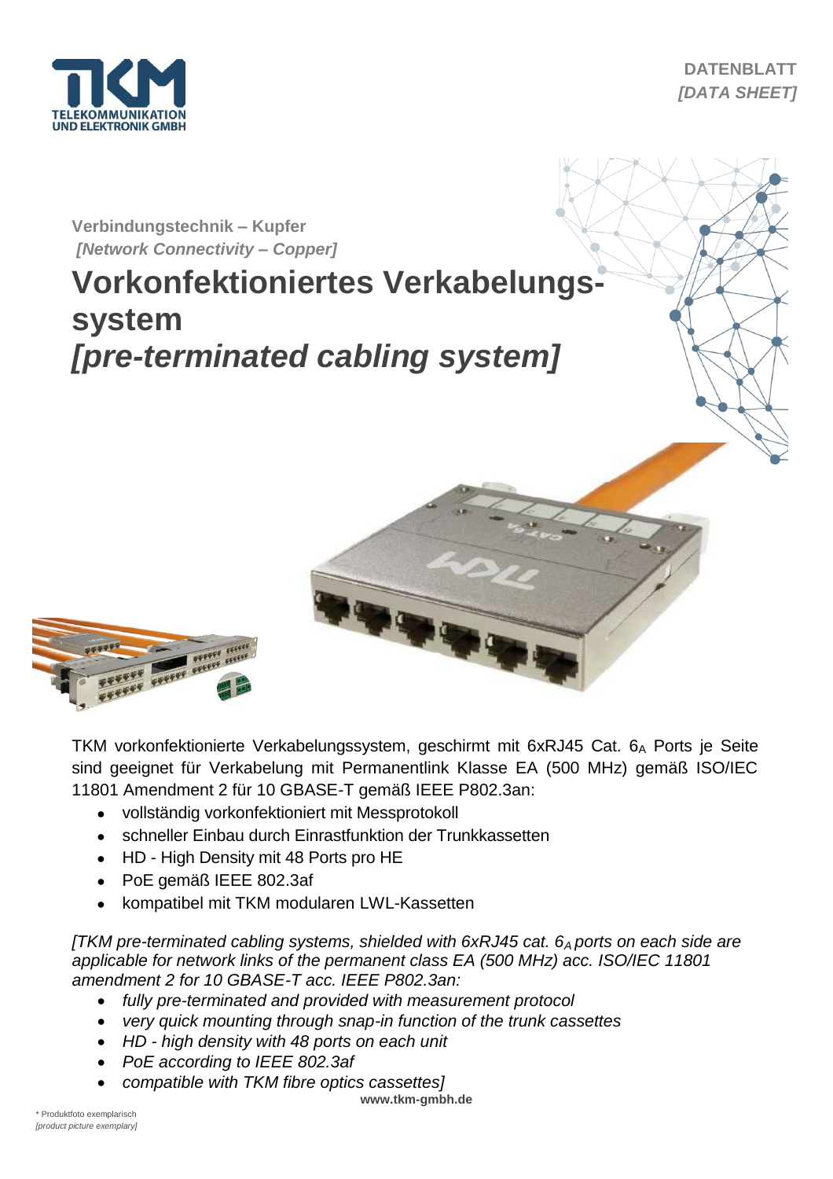TKM
TELEKOMMUNIKATION UND ELEKTRONIK GMBH

**DATENBLATT**
***[DATA SHEET]***

**Verbindungstechnik – Kupfer**
***[Network Connectivity – Copper]***

# Vorkonfektioniertes Verkabelungs-system
# *[pre-terminated cabling system]*

TKM vorkonfektionierte Verkabelungssystem, geschirmt mit 6xRJ45 Cat. $6_A$ Ports je Seite sind geeignet für Verkabelung mit Permanentlink Klasse EA (500 MHz) gemäß ISO/IEC 11801 Amendment 2 für 10 GBASE-T gemäß IEEE P802.3an:

- vollständig vorkonfektioniert mit Messprotokoll
- schneller Einbau durch Einrastfunktion der Trunkkassetten
- HD - High Density mit 48 Ports pro HE
- PoE gemäß IEEE 802.3af
- kompatibel mit TKM modularen LWL-Kassetten

*[TKM pre-terminated cabling systems, shielded with 6xRJ45 cat. $6_A$ ports on each side are applicable for network links of the permanent class EA (500 MHz) acc. ISO/IEC 11801 amendment 2 for 10 GBASE-T acc. IEEE P802.3an:*

- *fully pre-terminated and provided with measurement protocol*
- *very quick mounting through snap-in function of the trunk cassettes*
- *HD - high density with 48 ports on each unit*
- *PoE according to IEEE 802.3af*
- *compatible with TKM fibre optics cassettes]*

**www.tkm-gmbh.de**

\* Produktfoto exemplarisch
*[product picture exemplary]*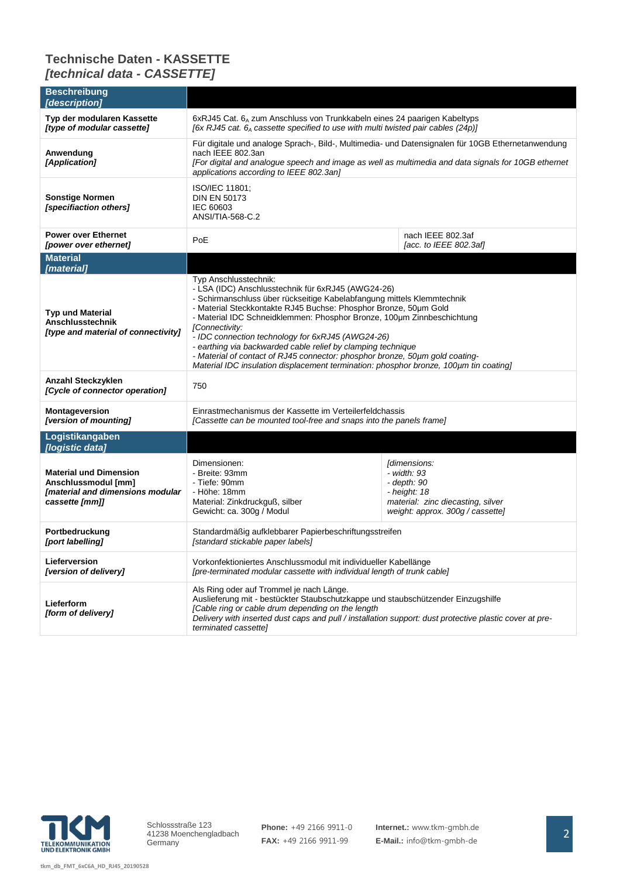# Technische Daten - KASSETTE
## *[technical data - CASSETTE]*

| **Beschreibung** *[description]* | | |
|---|---|---|
| **Typ der modularen Kassette** ***[type of modular cassette]*** | 6xRJ45 Cat. $6_A$ zum Anschluss von Trunkkabeln eines 24 paarigen Kabeltyps *[6x RJ45 cat. $6_A$ cassette specified to use with multi twisted pair cables (24p)]* | |
| **Anwendung** ***[Application]*** | Für digitale und analoge Sprach-, Bild-, Multimedia- und Datensignalen für 10GB Ethernetanwendung nach IEEE 802.3an *[For digital and analogue speech and image as well as multimedia and data signals for 10GB ethernet applications according to IEEE 802.3an]* | |
| **Sonstige Normen** ***[specifiaction others]*** | ISO/IEC 11801; DIN EN 50173 IEC 60603 ANSI/TIA-568-C.2 | |
| **Power over Ethernet** ***[power over ethernet]*** | PoE | nach IEEE 802.3af *[acc. to IEEE 802.3af]* |
| **Material** *[material]* | | |
| **Typ und Material Anschlusstechnik** ***[type and material of connectivity]*** | Typ Anschlusstechnik: - LSA (IDC) Anschlusstechnik für 6xRJ45 (AWG24-26) - Schirmanschluss über rückseitige Kabelabfangung mittels Klemmtechnik - Material Steckkontakte RJ45 Buchse: Phosphor Bronze, 50µm Gold - Material IDC Schneidklemmen: Phosphor Bronze, 100µm Zinnbeschichtung *[Connectivity: - IDC connection technology for 6xRJ45 (AWG24-26) - earthing via backwarded cable relief by clamping technique - Material of contact of RJ45 connector: phosphor bronze, 50µm gold coating- Material IDC insulation displacement termination: phosphor bronze, 100µm tin coating]* | |
| **Anzahl Steckzyklen** ***[Cycle of connector operation]*** | 750 | |
| **Montageversion** ***[version of mounting]*** | Einrastmechanismus der Kassette im Verteilerfeldchassis *[Cassette can be mounted tool-free and snaps into the panels frame]* | |
| **Logistikangaben** *[logistic data]* | | |
| **Material und Dimension Anschlussmodul [mm]** ***[material and dimensions modular cassette [mm]]*** | Dimensionen: - Breite: 93mm - Tiefe: 90mm - Höhe: 18mm Material: Zinkdruckguß, silber Gewicht: ca. 300g / Modul | *[dimensions: - width: 93 - depth: 90 - height: 18 material: zinc diecasting, silver weight: approx. 300g / cassette]* |
| **Portbedruckung** ***[port labelling]*** | Standardmäßig aufklebbarer Papierbeschriftungsstreifen *[standard stickable paper labels]* | |
| **Lieferversion** ***[version of delivery]*** | Vorkonfektioniertes Anschlussmodul mit individueller Kabellänge *[pre-terminated modular cassette with individual length of trunk cable]* | |
| **Lieferform** ***[form of delivery]*** | Als Ring oder auf Trommel je nach Länge. Auslieferung mit - bestückter Staubschutzkappe und staubschützender Einzugshilfe *[Cable ring or cable drum depending on the length Delivery with inserted dust caps and pull / installation support: dust protective plastic cover at pre-terminated cassette]* | |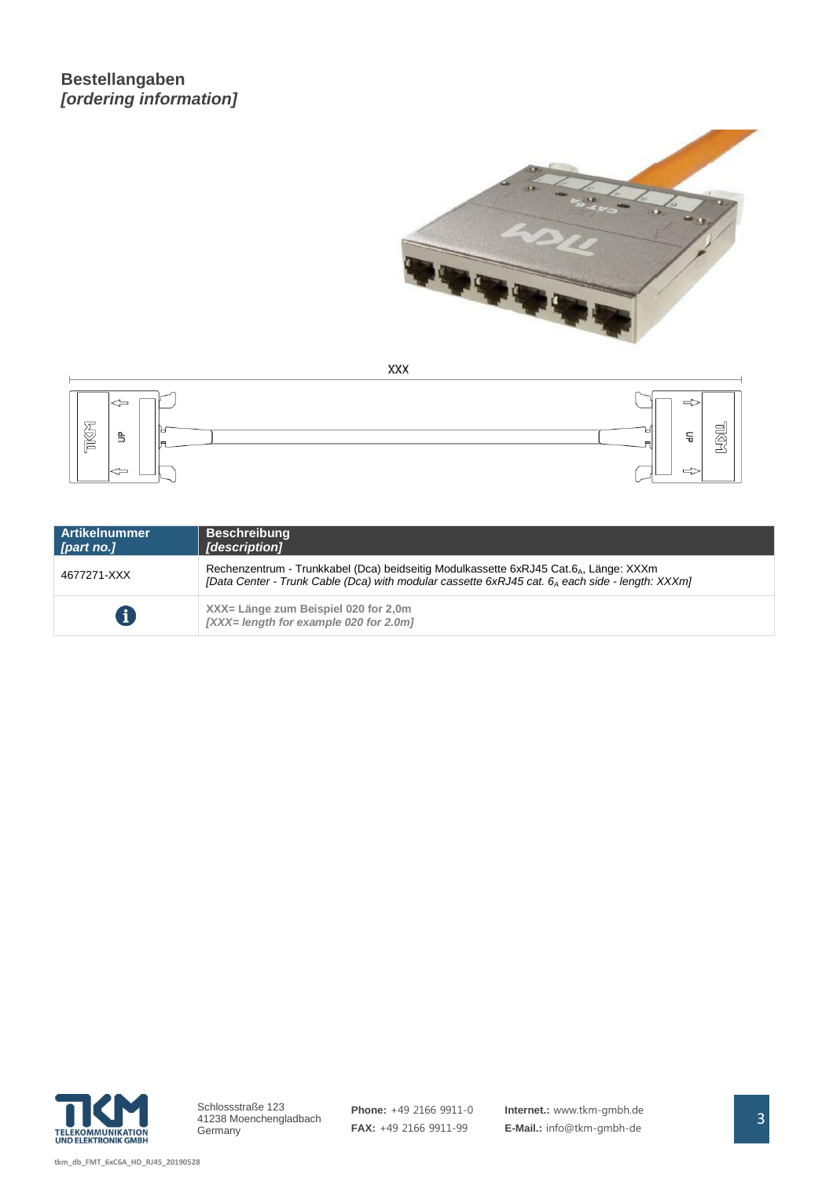## Bestellangaben
## *[ordering information]*

XXX

| **Artikelnummer** *[part no.]* | **Beschreibung** *[description]* |
|---|---|
| 4677271-XXX | Rechenzentrum - Trunkkabel (Dca) beidseitig Modulkassette 6xRJ45 Cat.$6_A$, Länge: XXXm *[Data Center - Trunk Cable (Dca) with modular cassette 6xRJ45 cat. $6_A$ each side - length: XXXm]* |
| ℹ | **XXX= Länge zum Beispiel 020 for 2,0m** ***[XXX= length for example 020 for 2.0m]*** |

TELEKOMMUNIKATION UND ELEKTRONIK GMBH

Schlossstraße 123
41238 Moenchengladbach
Germany

**Phone:** +49 2166 9911-0
**FAX:** +49 2166 9911-99

**Internet.:** www.tkm-gmbh.de
**E-Mail.:** info@tkm-gmbh-de

tkm_db_FMT_6xC6A_HD_RJ45_20190528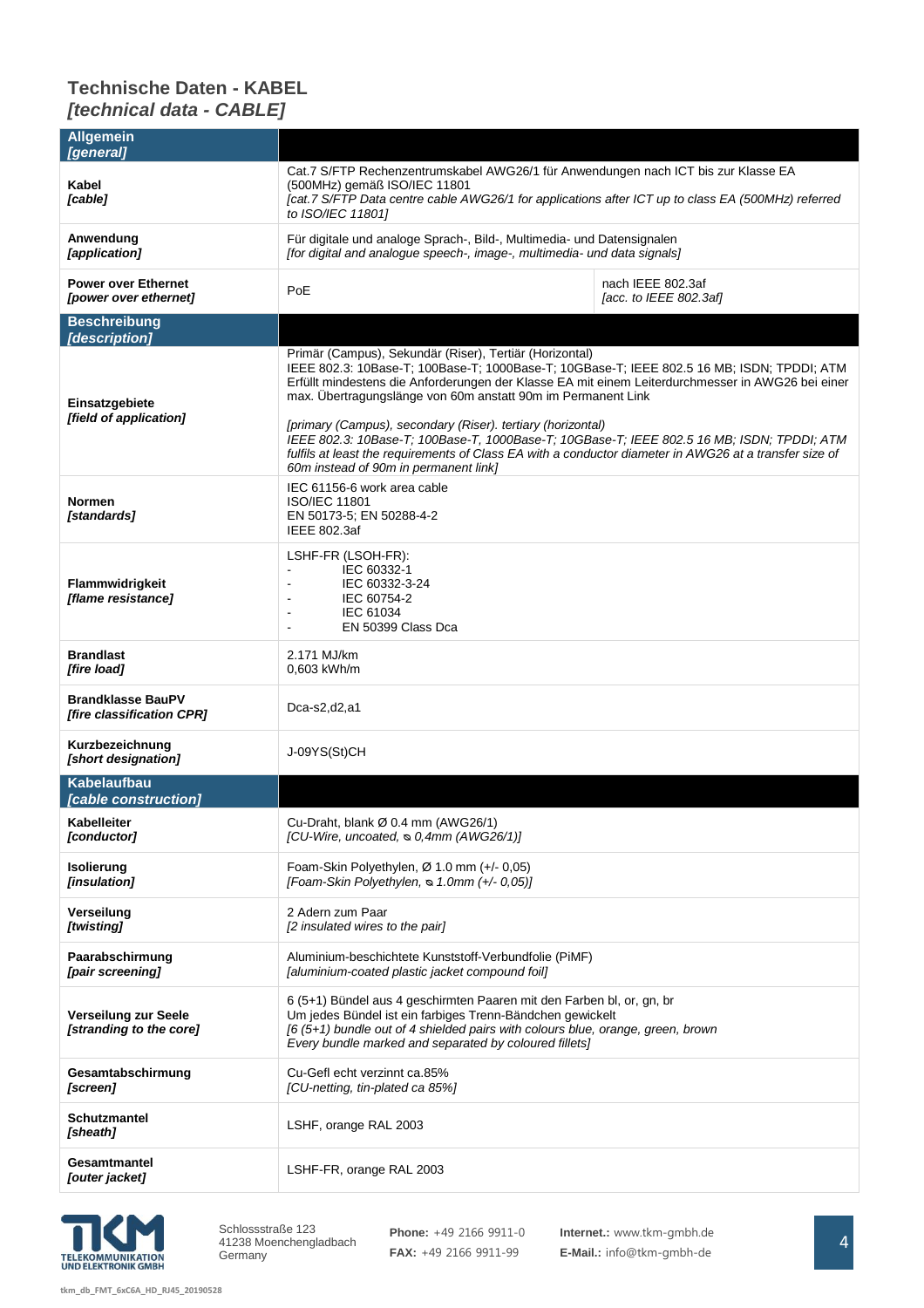## Technische Daten - KABEL
### *[technical data - CABLE]*

| **Allgemein** *[general]* | | |
|---|---|---|
| **Kabel** *[cable]* | Cat.7 S/FTP Rechenzentrumskabel AWG26/1 für Anwendungen nach ICT bis zur Klasse EA (500MHz) gemäß ISO/IEC 11801<br>*[cat.7 S/FTP Data centre cable AWG26/1 for applications after ICT up to class EA (500MHz) referred to ISO/IEC 11801]* | |
| **Anwendung** *[application]* | Für digitale und analoge Sprach-, Bild-, Multimedia- und Datensignalen<br>*[for digital and analogue speech-, image-, multimedia- und data signals]* | |
| **Power over Ethernet** *[power over ethernet]* | PoE | nach IEEE 802.3af<br>*[acc. to IEEE 802.3af]* |
| **Beschreibung** *[description]* | | |
| **Einsatzgebiete** *[field of application]* | Primär (Campus), Sekundär (Riser), Tertiär (Horizontal)<br>IEEE 802.3: 10Base-T; 100Base-T; 1000Base-T; 10GBase-T; IEEE 802.5 16 MB; ISDN; TPDDI; ATM<br>Erfüllt mindestens die Anforderungen der Klasse EA mit einem Leiterdurchmesser in AWG26 bei einer max. Übertragungslänge von 60m anstatt 90m im Permanent Link<br><br>*[primary (Campus), secondary (Riser). tertiary (horizontal)<br>IEEE 802.3: 10Base-T; 100Base-T, 1000Base-T; 10GBase-T; IEEE 802.5 16 MB; ISDN; TPDDI; ATM fulfils at least the requirements of Class EA with a conductor diameter in AWG26 at a transfer size of 60m instead of 90m in permanent link]* | |
| **Normen** *[standards]* | IEC 61156-6 work area cable<br>ISO/IEC 11801<br>EN 50173-5; EN 50288-4-2<br>IEEE 802.3af | |
| **Flammwidrigkeit** *[flame resistance]* | LSHF-FR (LSOH-FR):<br>- IEC 60332-1<br>- IEC 60332-3-24<br>- IEC 60754-2<br>- IEC 61034<br>- EN 50399 Class Dca | |
| **Brandlast** *[fire load]* | 2.171 MJ/km<br>0,603 kWh/m | |
| **Brandklasse BauPV** *[fire classification CPR]* | Dca-s2,d2,a1 | |
| **Kurzbezeichnung** *[short designation]* | J-09YS(St)CH | |
| **Kabelaufbau** *[cable construction]* | | |
| **Kabelleiter** *[conductor]* | Cu-Draht, blank Ø 0.4 mm (AWG26/1)<br>*[CU-Wire, uncoated, ⌀ 0,4mm (AWG26/1)]* | |
| **Isolierung** *[insulation]* | Foam-Skin Polyethylen, Ø 1.0 mm (+/- 0,05)<br>*[Foam-Skin Polyethylen, ⌀ 1.0mm (+/- 0,05)]* | |
| **Verseilung** *[twisting]* | 2 Adern zum Paar<br>*[2 insulated wires to the pair]* | |
| **Paarabschirmung** *[pair screening]* | Aluminium-beschichtete Kunststoff-Verbundfolie (PiMF)<br>*[aluminium-coated plastic jacket compound foil]* | |
| **Verseilung zur Seele** *[stranding to the core]* | 6 (5+1) Bündel aus 4 geschirmten Paaren mit den Farben bl, or, gn, br<br>Um jedes Bündel ist ein farbiges Trenn-Bändchen gewickelt<br>*[6 (5+1) bundle out of 4 shielded pairs with colours blue, orange, green, brown Every bundle marked and separated by coloured fillets]* | |
| **Gesamtabschirmung** *[screen]* | Cu-Gefl echt verzinnt ca.85%<br>*[CU-netting, tin-plated ca 85%]* | |
| **Schutzmantel** *[sheath]* | LSHF, orange RAL 2003 | |
| **Gesamtmantel** *[outer jacket]* | LSHF-FR, orange RAL 2003 | |

TELEKOMMUNIKATION UND ELEKTRONIK GMBH

Schlossstraße 123
41238 Moenchengladbach
Germany

**Phone:** +49 2166 9911-0
**FAX:** +49 2166 9911-99

**Internet.:** www.tkm-gmbh.de
**E-Mail.:** info@tkm-gmbh-de

tkm_db_FMT_6xC6A_HD_RJ45_20190528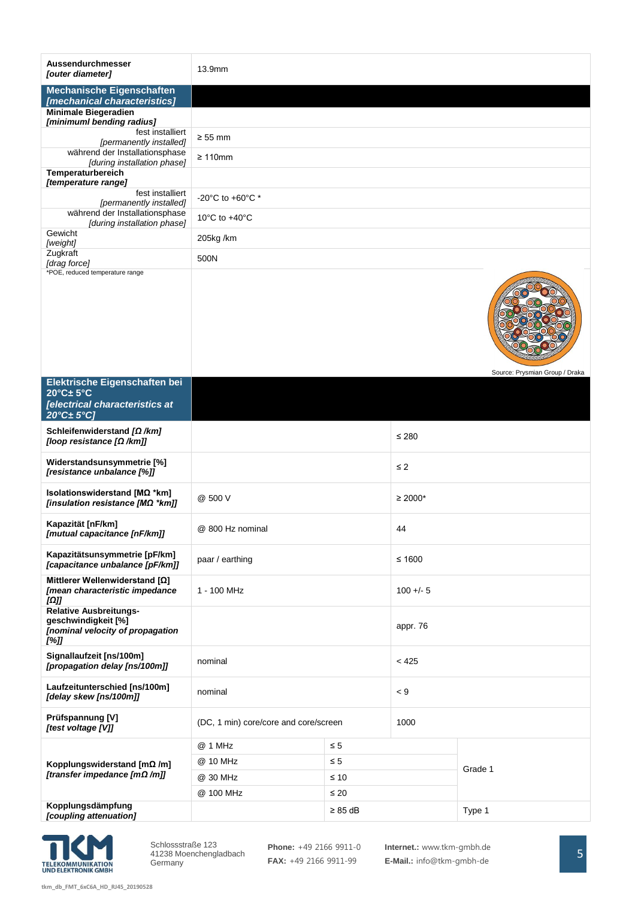| Aussendurchmesser *[outer diameter]* | 13.9mm |
|---|---|
| **Mechanische Eigenschaften** ***[mechanical characteristics]*** | |
| **Minimale Biegeradien** ***[minimuml bending radius]*** | |
| fest installiert *[permanently installed]* | ≥ 55 mm |
| während der Installationsphase *[during installation phase]* | ≥ 110mm |
| **Temperaturbereich** ***[temperature range]*** | |
| fest installiert *[permanently installed]* | -20°C to +60°C * |
| während der Installationsphase *[during installation phase]* | 10°C to +40°C |
| Gewicht *[weight]* | 205kg /km |
| Zugkraft *[drag force]* | 500N |

*POE, reduced temperature range

Source: Prysmian Group / Draka

| **Elektrische Eigenschaften bei 20°C± 5°C** ***[electrical characteristics at 20°C± 5°C]*** | | | |
|---|---|---|---|
| **Schleifenwiderstand [Ω /km]** ***[loop resistance [Ω /km]]*** | | ≤ 280 | |
| **Widerstandsunsymmetrie [%]** ***[resistance unbalance [%]]*** | | ≤ 2 | |
| **Isolationswiderstand [MΩ *km]** ***[insulation resistance [MΩ *km]]*** | @ 500 V | ≥ 2000* | |
| **Kapazität [nF/km]** ***[mutual capacitance [nF/km]]*** | @ 800 Hz nominal | 44 | |
| **Kapazitätsunsymmetrie [pF/km]** ***[capacitance unbalance [pF/km]]*** | paar / earthing | ≤ 1600 | |
| **Mittlerer Wellenwiderstand [Ω]** ***[mean characteristic impedance [Ω]]*** | 1 - 100 MHz | 100 +/- 5 | |
| **Relative Ausbreitungs-geschwindigkeit [%]** ***[nominal velocity of propagation [%]]*** | | appr. 76 | |
| **Signallaufzeit [ns/100m]** ***[propagation delay [ns/100m]]*** | nominal | < 425 | |
| **Laufzeitunterschied [ns/100m]** ***[delay skew [ns/100m]]*** | nominal | < 9 | |
| **Prüfspannung [V]** ***[test voltage [V]]*** | (DC, 1 min) core/core and core/screen | 1000 | |
| **Kopplungswiderstand [mΩ /m]** ***[transfer impedance [mΩ /m]]*** | @ 1 MHz | ≤ 5 | Grade 1 |
| | @ 10 MHz | ≤ 5 | |
| | @ 30 MHz | ≤ 10 | |
| | @ 100 MHz | ≤ 20 | |
| **Kopplungsdämpfung** ***[coupling attenuation]*** | | ≥ 85 dB | Type 1 |

TELEKOMMUNIKATION UND ELEKTRONIK GMBH

Schlossstraße 123
41238 Moenchengladbach
Germany

**Phone:** +49 2166 9911-0
**FAX:** +49 2166 9911-99

**Internet.:** www.tkm-gmbh.de
**E-Mail.:** info@tkm-gmbh-de

tkm_db_FMT_6xC6A_HD_RJ45_20190528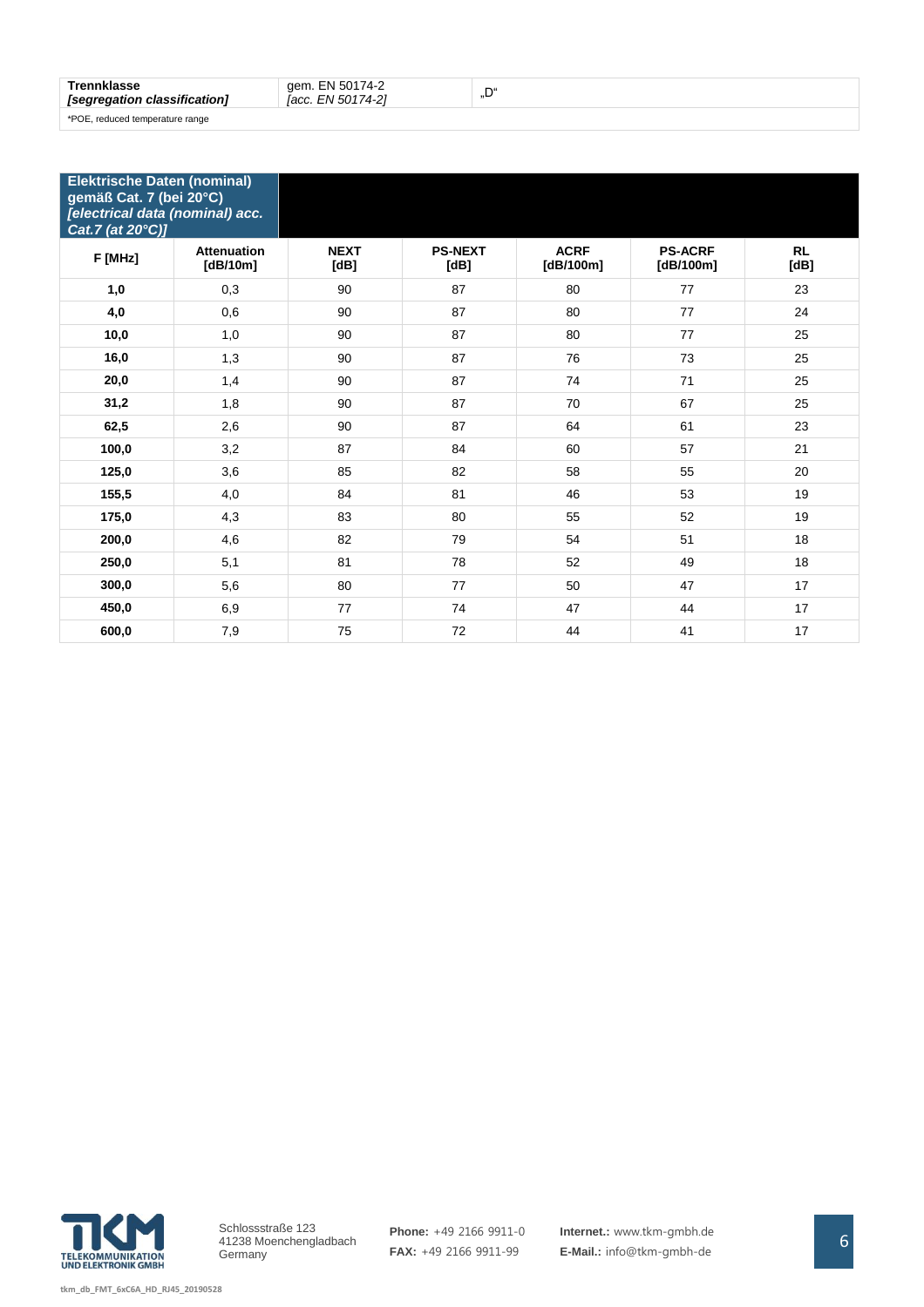| | | |
|---|---|---|
| **Trennklasse** *[segregation classification]* | gem. EN 50174-2 *[acc. EN 50174-2]* | „D“ |

*POE, reduced temperature range

| **Elektrische Daten (nominal) gemäß Cat. 7 (bei 20°C)** ***[electrical data (nominal) acc. Cat.7 (at 20°C)]*** | | | | | | |
|---|---|---|---|---|---|---|
| **F [MHz]** | **Attenuation [dB/10m]** | **NEXT [dB]** | **PS-NEXT [dB]** | **ACRF [dB/100m]** | **PS-ACRF [dB/100m]** | **RL [dB]** |
| **1,0** | 0,3 | 90 | 87 | 80 | 77 | 23 |
| **4,0** | 0,6 | 90 | 87 | 80 | 77 | 24 |
| **10,0** | 1,0 | 90 | 87 | 80 | 77 | 25 |
| **16,0** | 1,3 | 90 | 87 | 76 | 73 | 25 |
| **20,0** | 1,4 | 90 | 87 | 74 | 71 | 25 |
| **31,2** | 1,8 | 90 | 87 | 70 | 67 | 25 |
| **62,5** | 2,6 | 90 | 87 | 64 | 61 | 23 |
| **100,0** | 3,2 | 87 | 84 | 60 | 57 | 21 |
| **125,0** | 3,6 | 85 | 82 | 58 | 55 | 20 |
| **155,5** | 4,0 | 84 | 81 | 46 | 53 | 19 |
| **175,0** | 4,3 | 83 | 80 | 55 | 52 | 19 |
| **200,0** | 4,6 | 82 | 79 | 54 | 51 | 18 |
| **250,0** | 5,1 | 81 | 78 | 52 | 49 | 18 |
| **300,0** | 5,6 | 80 | 77 | 50 | 47 | 17 |
| **450,0** | 6,9 | 77 | 74 | 47 | 44 | 17 |
| **600,0** | 7,9 | 75 | 72 | 44 | 41 | 17 |

TELEKOMMUNIKATION UND ELEKTRONIK GMBH

Schlossstraße 123
41238 Moenchengladbach
Germany

**Phone:** +49 2166 9911-0
**FAX:** +49 2166 9911-99

**Internet.:** www.tkm-gmbh.de
**E-Mail.:** info@tkm-gmbh-de

tkm_db_FMT_6xC6A_HD_RJ45_20190528